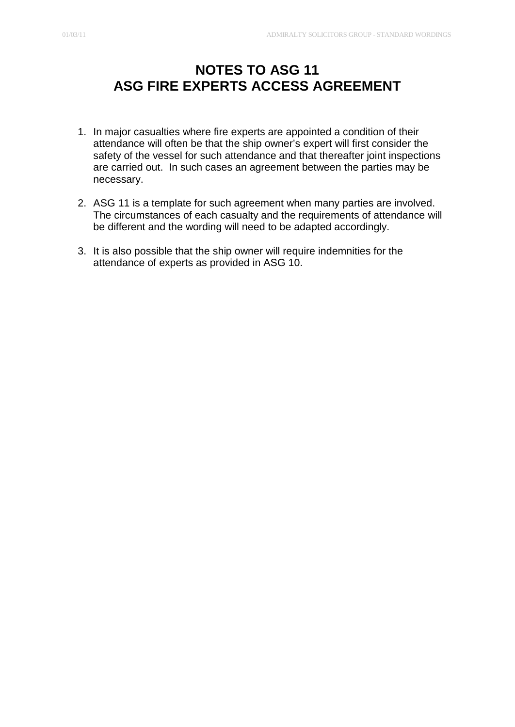# NOTES TO ASG 11
# ASG FIRE EXPERTS ACCESS AGREEMENT

1. In major casualties where fire experts are appointed a condition of their attendance will often be that the ship owner's expert will first consider the safety of the vessel for such attendance and that thereafter joint inspections are carried out. In such cases an agreement between the parties may be necessary.

2. ASG 11 is a template for such agreement when many parties are involved. The circumstances of each casualty and the requirements of attendance will be different and the wording will need to be adapted accordingly.

3. It is also possible that the ship owner will require indemnities for the attendance of experts as provided in ASG 10.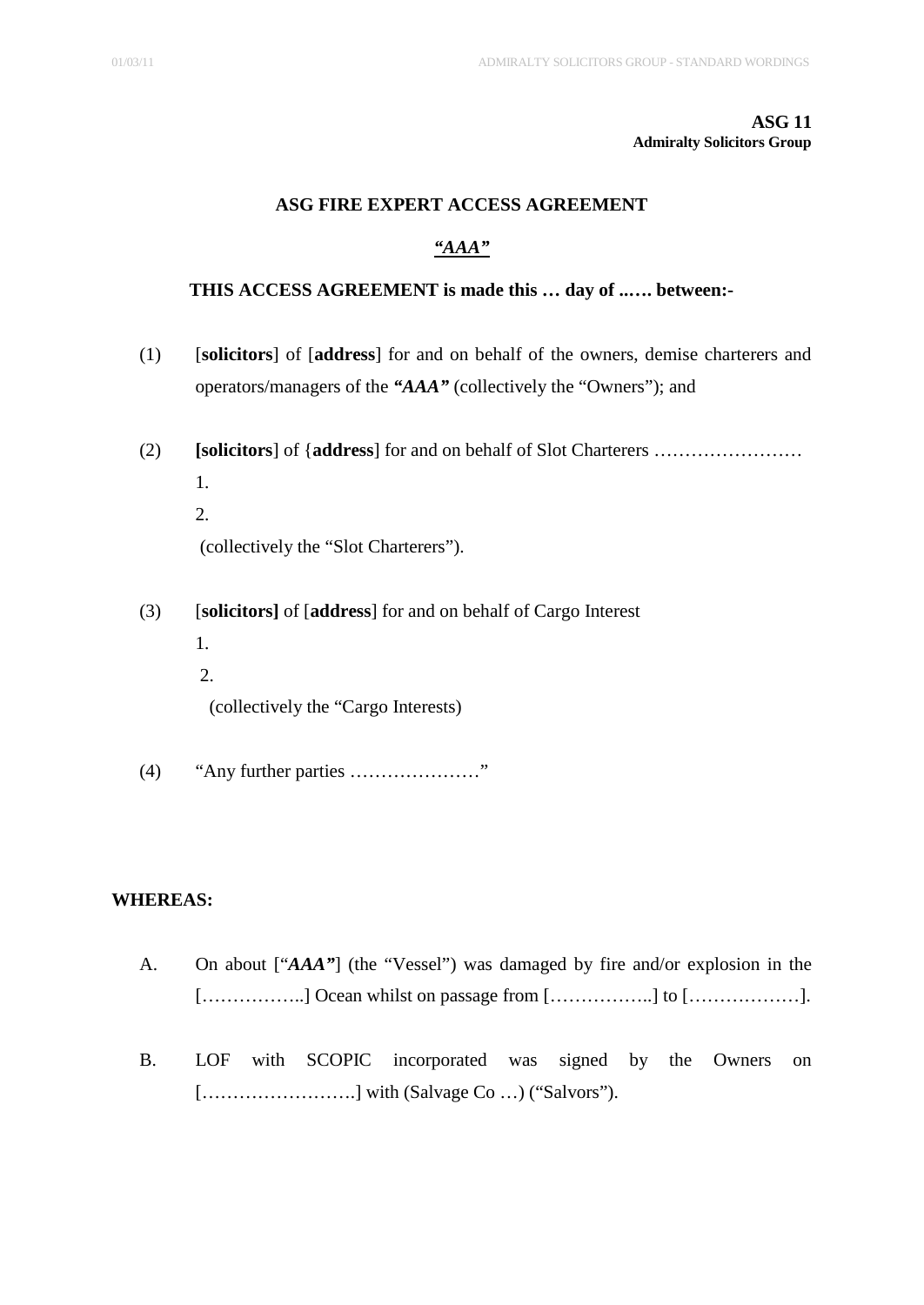**ASG 11**
**Admiralty Solicitors Group**

## ASG FIRE EXPERT ACCESS AGREEMENT

***"AAA"***

**THIS ACCESS AGREEMENT is made this … day of ..…. between:-**

(1) [**solicitors**] of [**address**] for and on behalf of the owners, demise charterers and operators/managers of the ***"AAA"*** (collectively the "Owners"); and

(2) **[solicitors**] of {**address**] for and on behalf of Slot Charterers ……………………

1.

2.

(collectively the "Slot Charterers").

(3) [**solicitors]** of [**address**] for and on behalf of Cargo Interest

1.

2.

(collectively the "Cargo Interests)

(4) "Any further parties …………………"

**WHEREAS:**

A. On about ["***AAA"***] (the "Vessel") was damaged by fire and/or explosion in the [……………..] Ocean whilst on passage from [……………..] to [………………].

B. LOF with SCOPIC incorporated was signed by the Owners on […………………….] with (Salvage Co …) ("Salvors").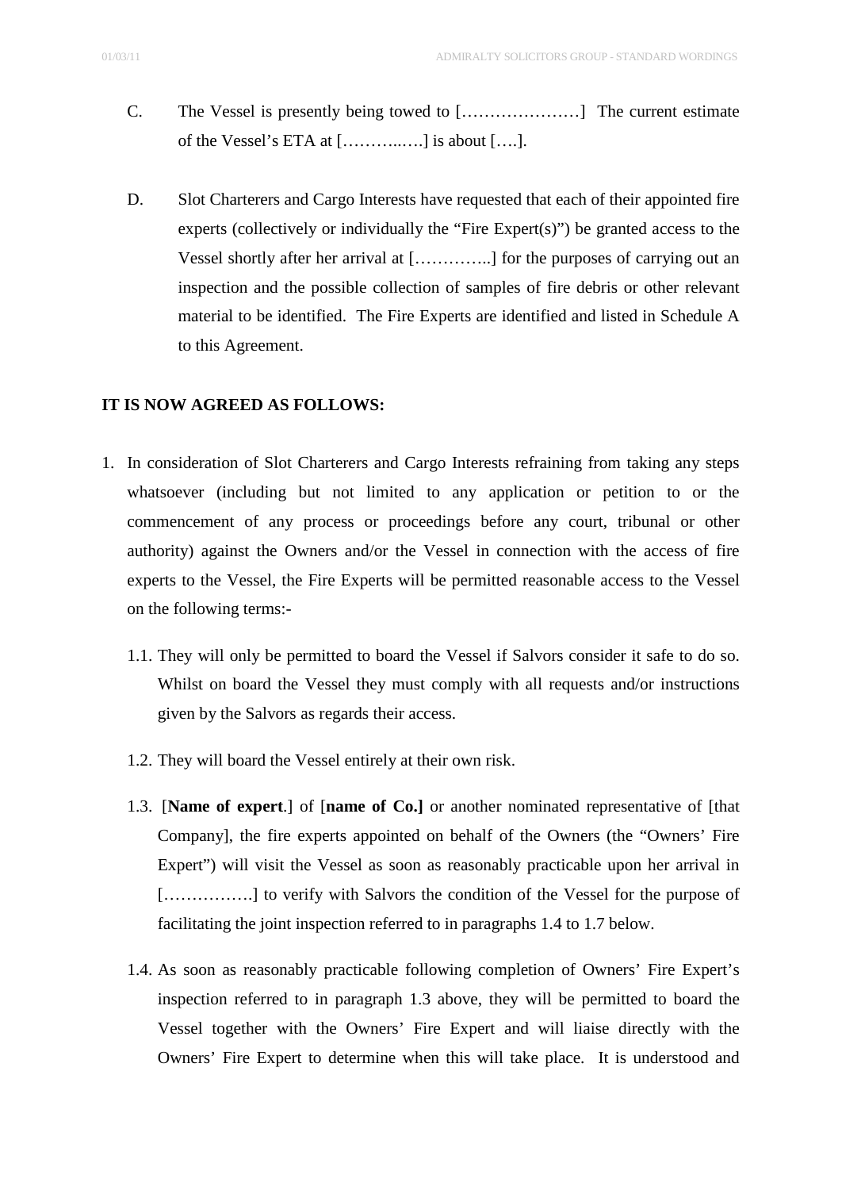C. The Vessel is presently being towed to […………………] The current estimate of the Vessel's ETA at [………..….] is about [….].

D. Slot Charterers and Cargo Interests have requested that each of their appointed fire experts (collectively or individually the "Fire Expert(s)") be granted access to the Vessel shortly after her arrival at […………..] for the purposes of carrying out an inspection and the possible collection of samples of fire debris or other relevant material to be identified. The Fire Experts are identified and listed in Schedule A to this Agreement.

**IT IS NOW AGREED AS FOLLOWS:**

1. In consideration of Slot Charterers and Cargo Interests refraining from taking any steps whatsoever (including but not limited to any application or petition to or the commencement of any process or proceedings before any court, tribunal or other authority) against the Owners and/or the Vessel in connection with the access of fire experts to the Vessel, the Fire Experts will be permitted reasonable access to the Vessel on the following terms:-

   1.1. They will only be permitted to board the Vessel if Salvors consider it safe to do so. Whilst on board the Vessel they must comply with all requests and/or instructions given by the Salvors as regards their access.

   1.2. They will board the Vessel entirely at their own risk.

   1.3. [**Name of expert**.] of [**name of Co.]** or another nominated representative of [that Company], the fire experts appointed on behalf of the Owners (the "Owners' Fire Expert") will visit the Vessel as soon as reasonably practicable upon her arrival in […………….] to verify with Salvors the condition of the Vessel for the purpose of facilitating the joint inspection referred to in paragraphs 1.4 to 1.7 below.

   1.4. As soon as reasonably practicable following completion of Owners' Fire Expert's inspection referred to in paragraph 1.3 above, they will be permitted to board the Vessel together with the Owners' Fire Expert and will liaise directly with the Owners' Fire Expert to determine when this will take place. It is understood and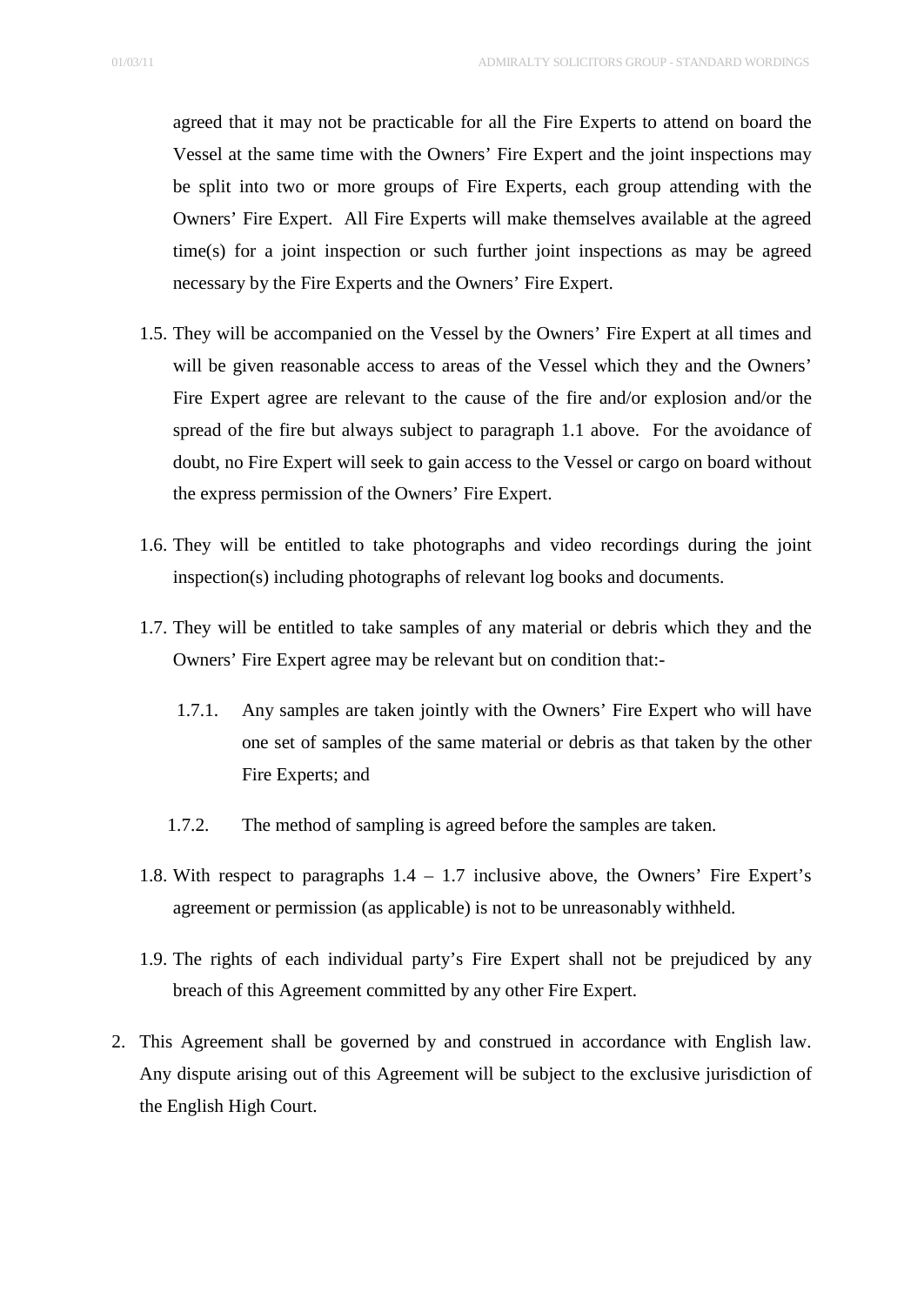agreed that it may not be practicable for all the Fire Experts to attend on board the Vessel at the same time with the Owners' Fire Expert and the joint inspections may be split into two or more groups of Fire Experts, each group attending with the Owners' Fire Expert. All Fire Experts will make themselves available at the agreed time(s) for a joint inspection or such further joint inspections as may be agreed necessary by the Fire Experts and the Owners' Fire Expert.

1.5. They will be accompanied on the Vessel by the Owners' Fire Expert at all times and will be given reasonable access to areas of the Vessel which they and the Owners' Fire Expert agree are relevant to the cause of the fire and/or explosion and/or the spread of the fire but always subject to paragraph 1.1 above. For the avoidance of doubt, no Fire Expert will seek to gain access to the Vessel or cargo on board without the express permission of the Owners' Fire Expert.

1.6. They will be entitled to take photographs and video recordings during the joint inspection(s) including photographs of relevant log books and documents.

1.7. They will be entitled to take samples of any material or debris which they and the Owners' Fire Expert agree may be relevant but on condition that:-

   1.7.1. Any samples are taken jointly with the Owners' Fire Expert who will have one set of samples of the same material or debris as that taken by the other Fire Experts; and

   1.7.2. The method of sampling is agreed before the samples are taken.

1.8. With respect to paragraphs 1.4 – 1.7 inclusive above, the Owners' Fire Expert's agreement or permission (as applicable) is not to be unreasonably withheld.

1.9. The rights of each individual party's Fire Expert shall not be prejudiced by any breach of this Agreement committed by any other Fire Expert.

2. This Agreement shall be governed by and construed in accordance with English law. Any dispute arising out of this Agreement will be subject to the exclusive jurisdiction of the English High Court.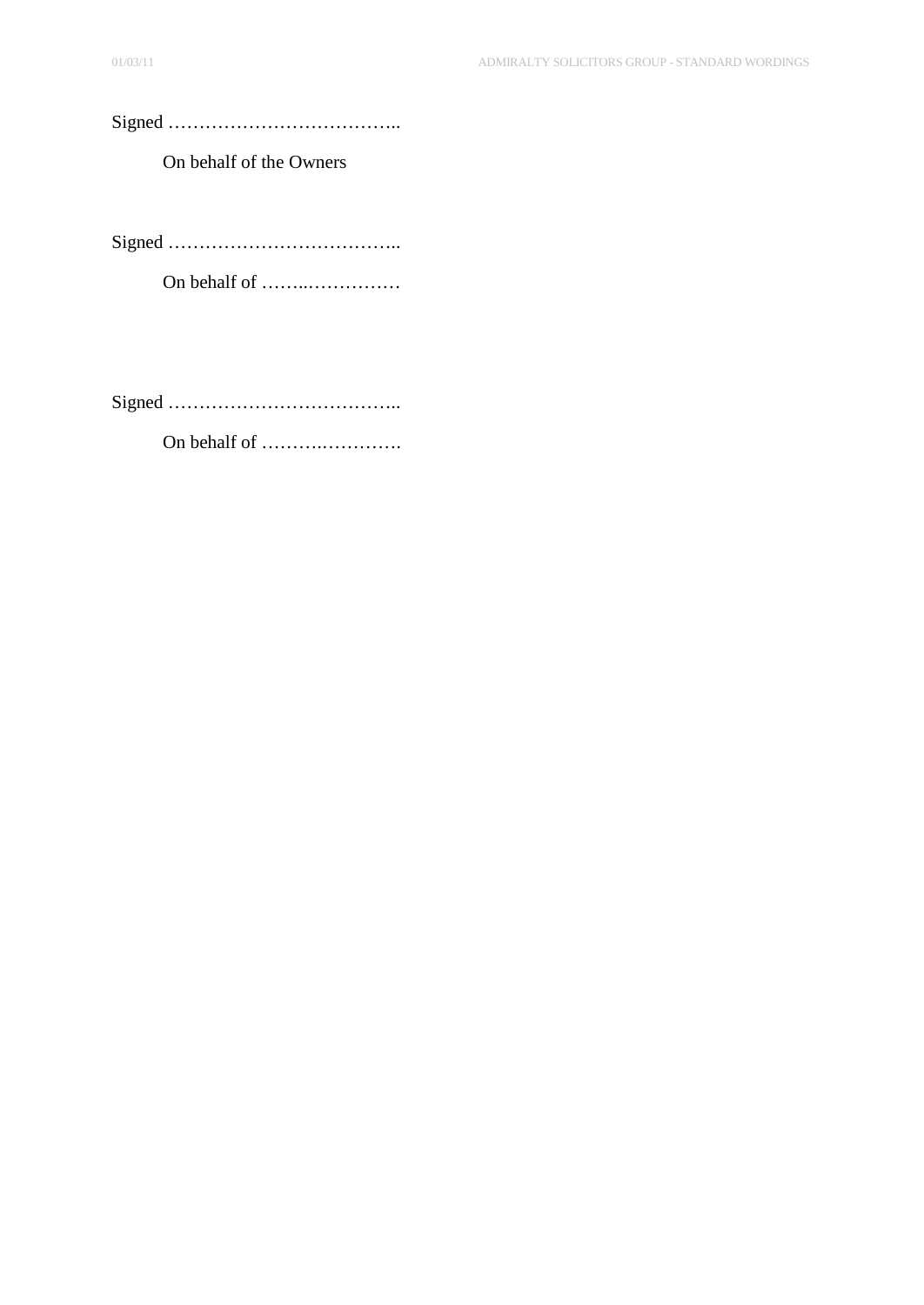Signed ………………………………..

On behalf of the Owners

Signed ………………………………..

On behalf of ……..……………

Signed ………………………………..

On behalf of ……….………….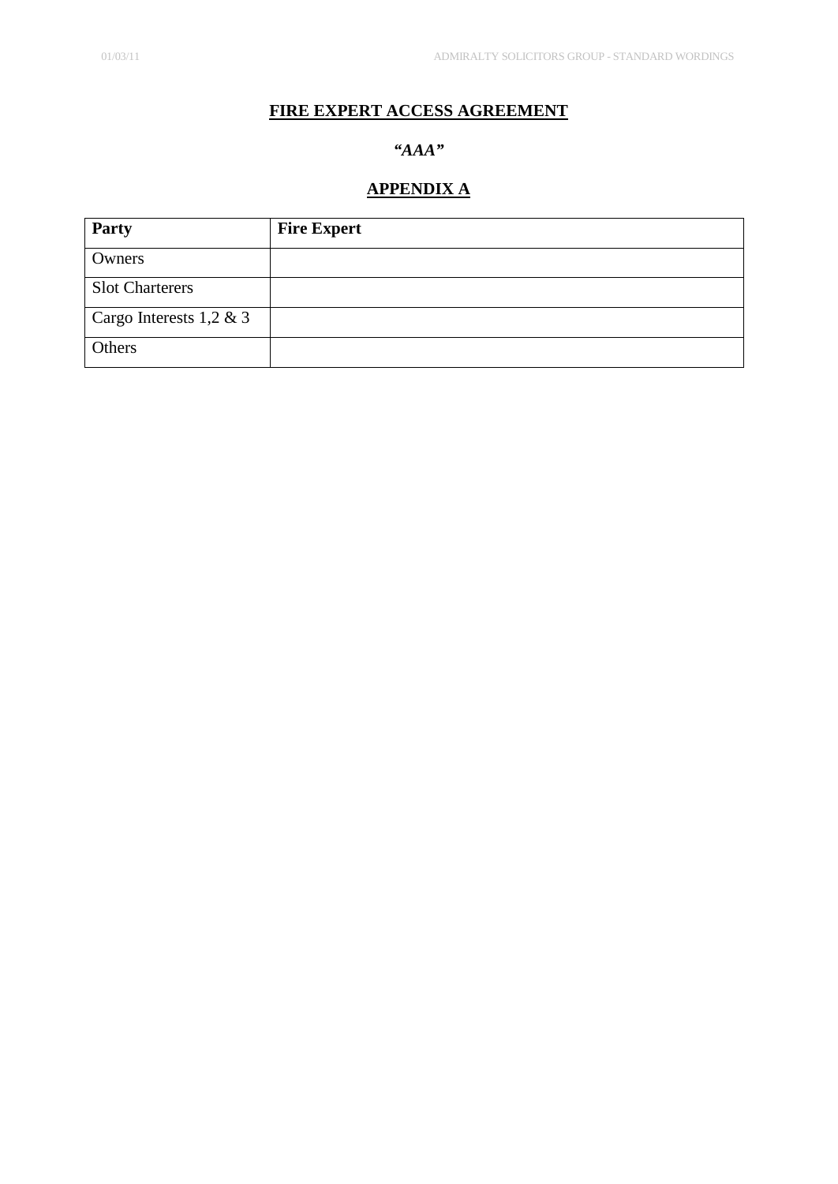# FIRE EXPERT ACCESS AGREEMENT

***"AAA"***

## APPENDIX A

| **Party** | **Fire Expert** |
|---|---|
| Owners | |
| Slot Charterers | |
| Cargo Interests 1,2 & 3 | |
| Others | |